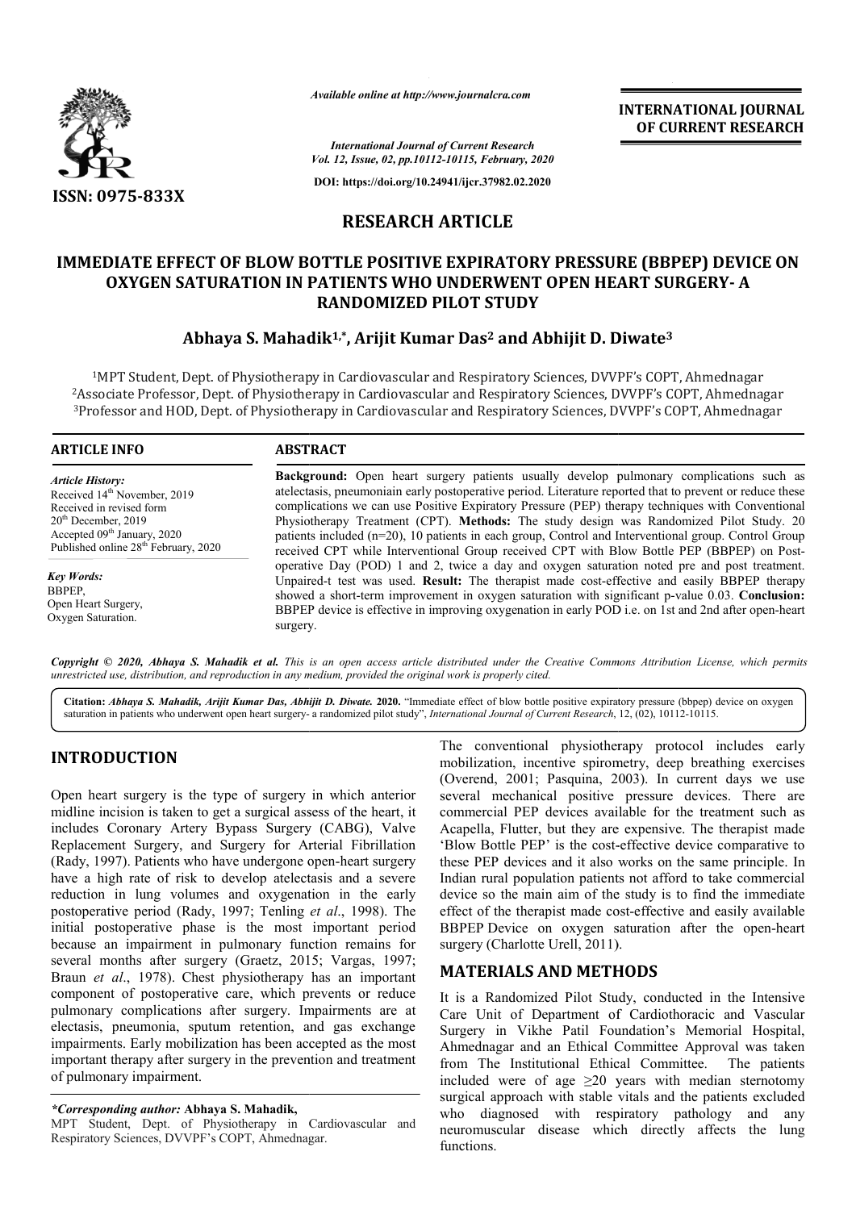# RESEARCH ARTICLE

# IMMEDIATE EFFECT OF BLOW BOTTLE POSITIVE EXPIRATORY PRESSURE (BBPEP) DEVICE ON OXYGEN SATURATION IN PATIENTS WHO UNDERWENT OPEN HEART SURGERY- A RANDOMIZED PILOT STUDY

**Abhaya S. Mahadik[1,*], Arijit Kumar Das[2] and Abhijit D. Diwate[3]**

[1]MPT Student, Dept. of Physiotherapy in Cardiovascular and Respiratory Sciences, DVVPF's COPT, Ahmednagar
[2]Associate Professor, Dept. of Physiotherapy in Cardiovascular and Respiratory Sciences, DVVPF's COPT, Ahmednagar
[3]Professor and HOD, Dept. of Physiotherapy in Cardiovascular and Respiratory Sciences, DVVPF's COPT, Ahmednagar

## ARTICLE INFO

*Article History:*
Received 14th November, 2019
Received in revised form
20th December, 2019
Accepted 09th January, 2020
Published online 28th February, 2020

*Key Words:*
BBPEP,
Open Heart Surgery,
Oxygen Saturation.

## ABSTRACT

**Background:** Open heart surgery patients usually develop pulmonary complications such as atelectasis, pneumoniain early postoperative period. Literature reported that to prevent or reduce these complications we can use Positive Expiratory Pressure (PEP) therapy techniques with Conventional Physiotherapy Treatment (CPT). **Methods:** The study design was Randomized Pilot Study. 20 patients included (n=20), 10 patients in each group, Control and Interventional group. Control Group received CPT while Interventional Group received CPT with Blow Bottle PEP (BBPEP) on Post-operative Day (POD) 1 and 2, twice a day and oxygen saturation noted pre and post treatment. Unpaired-t test was used. **Result:** The therapist made cost-effective and easily BBPEP therapy showed a short-term improvement in oxygen saturation with significant p-value 0.03. **Conclusion:** BBPEP device is effective in improving oxygenation in early POD i.e. on 1st and 2nd after open-heart surgery.

*Copyright © 2020, Abhaya S. Mahadik et al. This is an open access article distributed under the Creative Commons Attribution License, which permits unrestricted use, distribution, and reproduction in any medium, provided the original work is properly cited.*

**Citation:** *Abhaya S. Mahadik, Arijit Kumar Das, Abhijit D. Diwate.* **2020.** "Immediate effect of blow bottle positive expiratory pressure (bbpep) device on oxygen saturation in patients who underwent open heart surgery- a randomized pilot study", *International Journal of Current Research*, 12, (02), 10112-10115.

## INTRODUCTION

Open heart surgery is the type of surgery in which anterior midline incision is taken to get a surgical assess of the heart, it includes Coronary Artery Bypass Surgery (CABG), Valve Replacement Surgery, and Surgery for Arterial Fibrillation (Rady, 1997). Patients who have undergone open-heart surgery have a high rate of risk to develop atelectasis and a severe reduction in lung volumes and oxygenation in the early postoperative period (Rady, 1997; Tenling *et al*., 1998). The initial postoperative phase is the most important period because an impairment in pulmonary function remains for several months after surgery (Graetz, 2015; Vargas, 1997; Braun *et al*., 1978). Chest physiotherapy has an important component of postoperative care, which prevents or reduce pulmonary complications after surgery. Impairments are at electasis, pneumonia, sputum retention, and gas exchange impairments. Early mobilization has been accepted as the most important therapy after surgery in the prevention and treatment of pulmonary impairment.

The conventional physiotherapy protocol includes early mobilization, incentive spirometry, deep breathing exercises (Overend, 2001; Pasquina, 2003). In current days we use several mechanical positive pressure devices. There are commercial PEP devices available for the treatment such as Acapella, Flutter, but they are expensive. The therapist made 'Blow Bottle PEP' is the cost-effective device comparative to these PEP devices and it also works on the same principle. In Indian rural population patients not afford to take commercial device so the main aim of the study is to find the immediate effect of the therapist made cost-effective and easily available BBPEP Device on oxygen saturation after the open-heart surgery (Charlotte Urell, 2011).

## MATERIALS AND METHODS

It is a Randomized Pilot Study, conducted in the Intensive Care Unit of Department of Cardiothoracic and Vascular Surgery in Vikhe Patil Foundation's Memorial Hospital, Ahmednagar and an Ethical Committee Approval was taken from The Institutional Ethical Committee. The patients included were of age ≥20 years with median sternotomy surgical approach with stable vitals and the patients excluded who diagnosed with respiratory pathology and any neuromuscular disease which directly affects the lung functions.

*\*Corresponding author:* **Abhaya S. Mahadik,**
MPT Student, Dept. of Physiotherapy in Cardiovascular and Respiratory Sciences, DVVPF's COPT, Ahmednagar.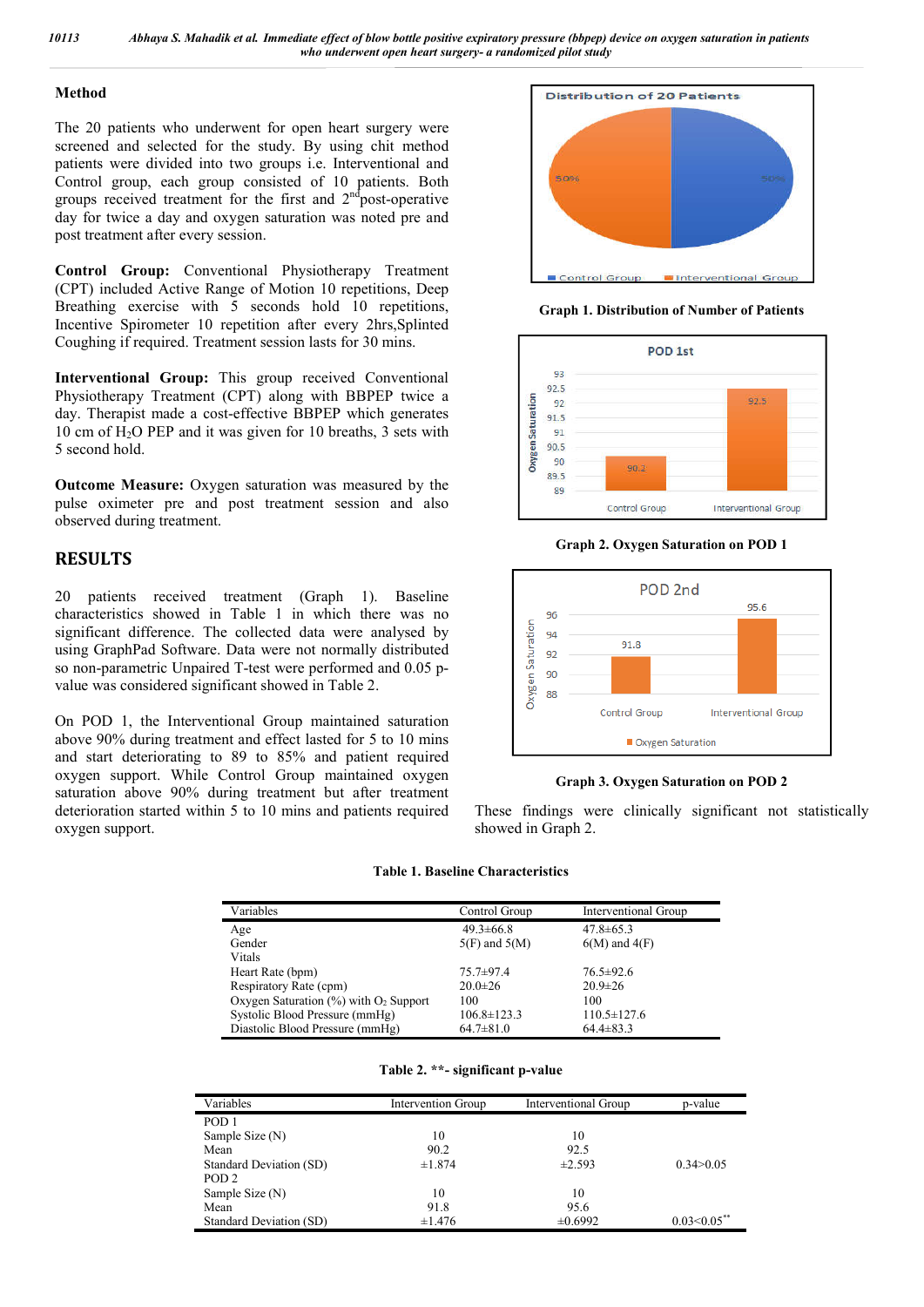## Method

The 20 patients who underwent for open heart surgery were screened and selected for the study. By using chit method patients were divided into two groups i.e. Interventional and Control group, each group consisted of 10 patients. Both groups received treatment for the first and 2nd post-operative day for twice a day and oxygen saturation was noted pre and post treatment after every session.

**Control Group:** Conventional Physiotherapy Treatment (CPT) included Active Range of Motion 10 repetitions, Deep Breathing exercise with 5 seconds hold 10 repetitions, Incentive Spirometer 10 repetition after every 2hrs,Splinted Coughing if required. Treatment session lasts for 30 mins.

**Interventional Group:** This group received Conventional Physiotherapy Treatment (CPT) along with BBPEP twice a day. Therapist made a cost-effective BBPEP which generates 10 cm of $H_2O$ PEP and it was given for 10 breaths, 3 sets with 5 second hold.

**Outcome Measure:** Oxygen saturation was measured by the pulse oximeter pre and post treatment session and also observed during treatment.

## RESULTS

20 patients received treatment (Graph 1). Baseline characteristics showed in Table 1 in which there was no significant difference. The collected data were analysed by using GraphPad Software. Data were not normally distributed so non-parametric Unpaired T-test were performed and 0.05 p-value was considered significant showed in Table 2.

On POD 1, the Interventional Group maintained saturation above 90% during treatment and effect lasted for 5 to 10 mins and start deteriorating to 89 to 85% and patient required oxygen support. While Control Group maintained oxygen saturation above 90% during treatment but after treatment deterioration started within 5 to 10 mins and patients required oxygen support.

**Graph 1. Distribution of Number of Patients**

**Graph 2. Oxygen Saturation on POD 1**

**Graph 3. Oxygen Saturation on POD 2**

These findings were clinically significant not statistically showed in Graph 2.

**Table 1. Baseline Characteristics**

| Variables | Control Group | Interventional Group |
|---|---|---|
| Age | 49.3±66.8 | 47.8±65.3 |
| Gender | 5(F) and 5(M) | 6(M) and 4(F) |
| Vitals | | |
| Heart Rate (bpm) | 75.7±97.4 | 76.5±92.6 |
| Respiratory Rate (cpm) | 20.0±26 | 20.9±26 |
| Oxygen Saturation (%) with $O_2$ Support | 100 | 100 |
| Systolic Blood Pressure (mmHg) | 106.8±123.3 | 110.5±127.6 |
| Diastolic Blood Pressure (mmHg) | 64.7±81.0 | 64.4±83.3 |

**Table 2. \*\*- significant p-value**

| Variables | Intervention Group | Interventional Group | p-value |
|---|---|---|---|
| POD 1 | | | |
| Sample Size (N) | 10 | 10 | |
| Mean | 90.2 | 92.5 | |
| Standard Deviation (SD) | ±1.874 | ±2.593 | 0.34>0.05 |
| POD 2 | | | |
| Sample Size (N) | 10 | 10 | |
| Mean | 91.8 | 95.6 | |
| Standard Deviation (SD) | ±1.476 | ±0.6992 | 0.03<0.05** |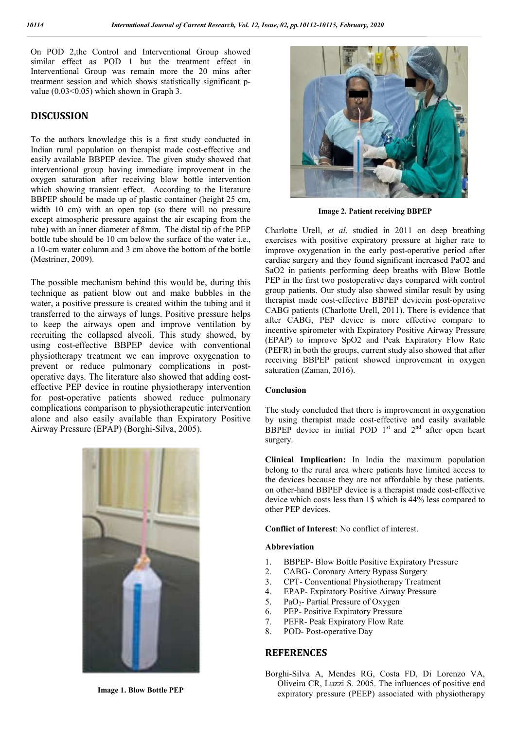On POD 2,the Control and Interventional Group showed similar effect as POD 1 but the treatment effect in Interventional Group was remain more the 20 mins after treatment session and which shows statistically significant p-value (0.03<0.05) which shown in Graph 3.

## DISCUSSION

To the authors knowledge this is a first study conducted in Indian rural population on therapist made cost-effective and easily available BBPEP device. The given study showed that interventional group having immediate improvement in the oxygen saturation after receiving blow bottle intervention which showing transient effect. According to the literature BBPEP should be made up of plastic container (height 25 cm, width 10 cm) with an open top (so there will no pressure except atmospheric pressure against the air escaping from the tube) with an inner diameter of 8mm. The distal tip of the PEP bottle tube should be 10 cm below the surface of the water i.e., a 10-cm water column and 3 cm above the bottom of the bottle (Mestriner, 2009).

The possible mechanism behind this would be, during this technique as patient blow out and make bubbles in the water, a positive pressure is created within the tubing and it transferred to the airways of lungs. Positive pressure helps to keep the airways open and improve ventilation by recruiting the collapsed alveoli. This study showed, by using cost-effective BBPEP device with conventional physiotherapy treatment we can improve oxygenation to prevent or reduce pulmonary complications in post-operative days. The literature also showed that adding cost-effective PEP device in routine physiotherapy intervention for post-operative patients showed reduce pulmonary complications comparison to physiotherapeutic intervention alone and also easily available than Expiratory Positive Airway Pressure (EPAP) (Borghi-Silva, 2005).

**Image 1. Blow Bottle PEP**

**Image 2. Patient receiving BBPEP**

Charlotte Urell, *et al*. studied in 2011 on deep breathing exercises with positive expiratory pressure at higher rate to improve oxygenation in the early post-operative period after cardiac surgery and they found significant increased PaO2 and SaO2 in patients performing deep breaths with Blow Bottle PEP in the first two postoperative days compared with control group patients. Our study also showed similar result by using therapist made cost-effective BBPEP devicein post-operative CABG patients (Charlotte Urell, 2011). There is evidence that after CABG, PEP device is more effective compare to incentive spirometer with Expiratory Positive Airway Pressure (EPAP) to improve SpO2 and Peak Expiratory Flow Rate (PEFR) in both the groups, current study also showed that after receiving BBPEP patient showed improvement in oxygen saturation (Zaman, 2016).

### Conclusion

The study concluded that there is improvement in oxygenation by using therapist made cost-effective and easily available BBPEP device in initial POD 1st and 2nd after open heart surgery.

**Clinical Implication:** In India the maximum population belong to the rural area where patients have limited access to the devices because they are not affordable by these patients. on other-hand BBPEP device is a therapist made cost-effective device which costs less than 1$ which is 44% less compared to other PEP devices.

**Conflict of Interest**: No conflict of interest.

### Abbreviation

1. BBPEP- Blow Bottle Positive Expiratory Pressure
2. CABG- Coronary Artery Bypass Surgery
3. CPT- Conventional Physiotherapy Treatment
4. EPAP- Expiratory Positive Airway Pressure
5. $PaO_2$- Partial Pressure of Oxygen
6. PEP- Positive Expiratory Pressure
7. PEFR- Peak Expiratory Flow Rate
8. POD- Post-operative Day

## REFERENCES

Borghi-Silva A, Mendes RG, Costa FD, Di Lorenzo VA, Oliveira CR, Luzzi S. 2005. The influences of positive end expiratory pressure (PEEP) associated with physiotherapy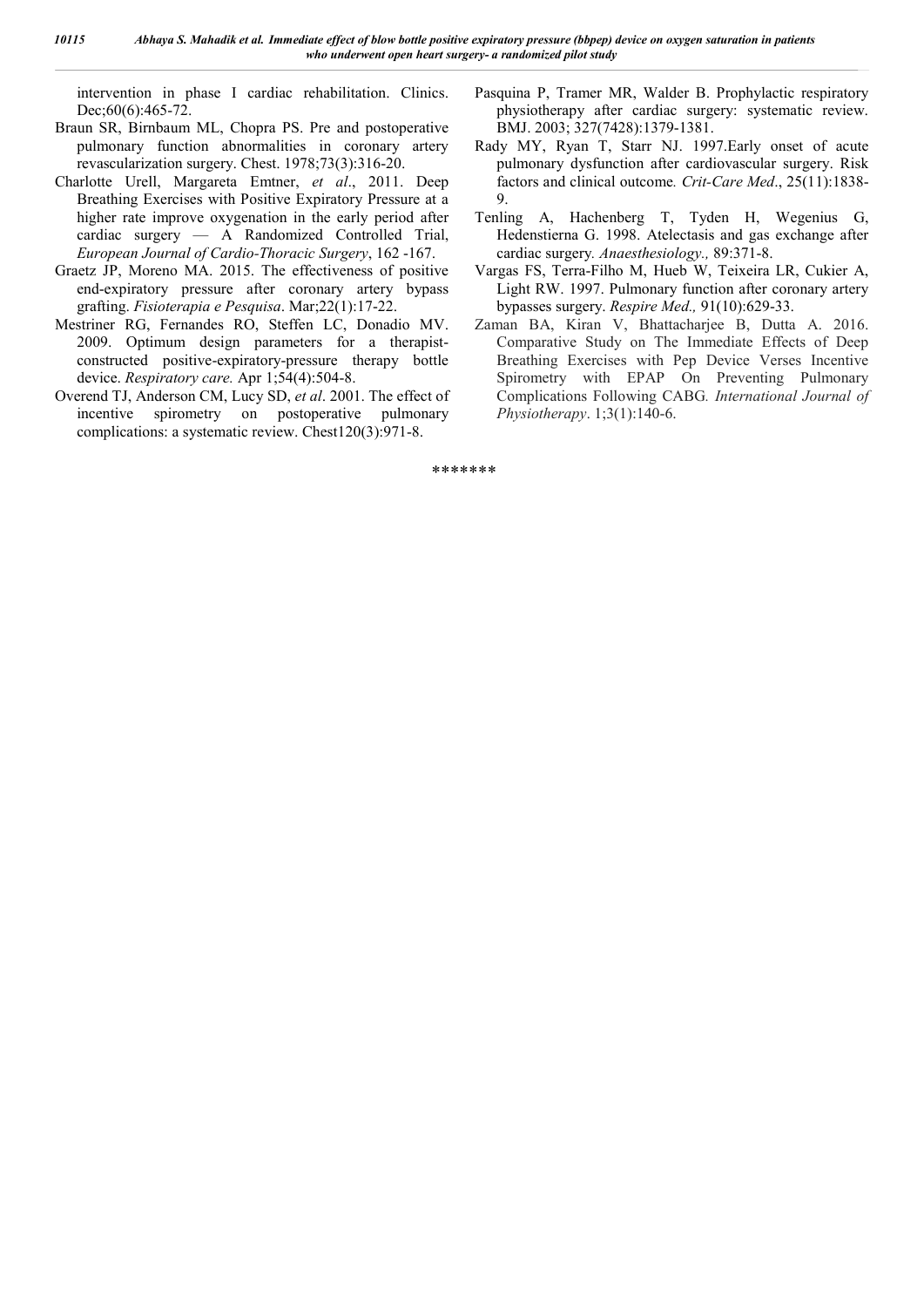intervention in phase I cardiac rehabilitation. Clinics. Dec;60(6):465-72.

Braun SR, Birnbaum ML, Chopra PS. Pre and postoperative pulmonary function abnormalities in coronary artery revascularization surgery. Chest. 1978;73(3):316-20.

Charlotte Urell, Margareta Emtner, *et al*., 2011. Deep Breathing Exercises with Positive Expiratory Pressure at a higher rate improve oxygenation in the early period after cardiac surgery — A Randomized Controlled Trial, *European Journal of Cardio-Thoracic Surgery*, 162 -167.

Graetz JP, Moreno MA. 2015. The effectiveness of positive end-expiratory pressure after coronary artery bypass grafting. *Fisioterapia e Pesquisa*. Mar;22(1):17-22.

Mestriner RG, Fernandes RO, Steffen LC, Donadio MV. 2009. Optimum design parameters for a therapist-constructed positive-expiratory-pressure therapy bottle device. *Respiratory care.* Apr 1;54(4):504-8.

Overend TJ, Anderson CM, Lucy SD, *et al*. 2001. The effect of incentive spirometry on postoperative pulmonary complications: a systematic review. Chest120(3):971-8.

Pasquina P, Tramer MR, Walder B. Prophylactic respiratory physiotherapy after cardiac surgery: systematic review. BMJ. 2003; 327(7428):1379-1381.

Rady MY, Ryan T, Starr NJ. 1997.Early onset of acute pulmonary dysfunction after cardiovascular surgery. Risk factors and clinical outcome*. Crit-Care Med*., 25(11):1838-9.

Tenling A, Hachenberg T, Tyden H, Wegenius G, Hedenstierna G. 1998. Atelectasis and gas exchange after cardiac surgery*. Anaesthesiology.,* 89:371-8.

Vargas FS, Terra-Filho M, Hueb W, Teixeira LR, Cukier A, Light RW. 1997. Pulmonary function after coronary artery bypasses surgery. *Respire Med.,* 91(10):629-33.

Zaman BA, Kiran V, Bhattacharjee B, Dutta A. 2016. Comparative Study on The Immediate Effects of Deep Breathing Exercises with Pep Device Verses Incentive Spirometry with EPAP On Preventing Pulmonary Complications Following CABG*. International Journal of Physiotherapy*. 1;3(1):140-6.

\*\*\*\*\*\*\*